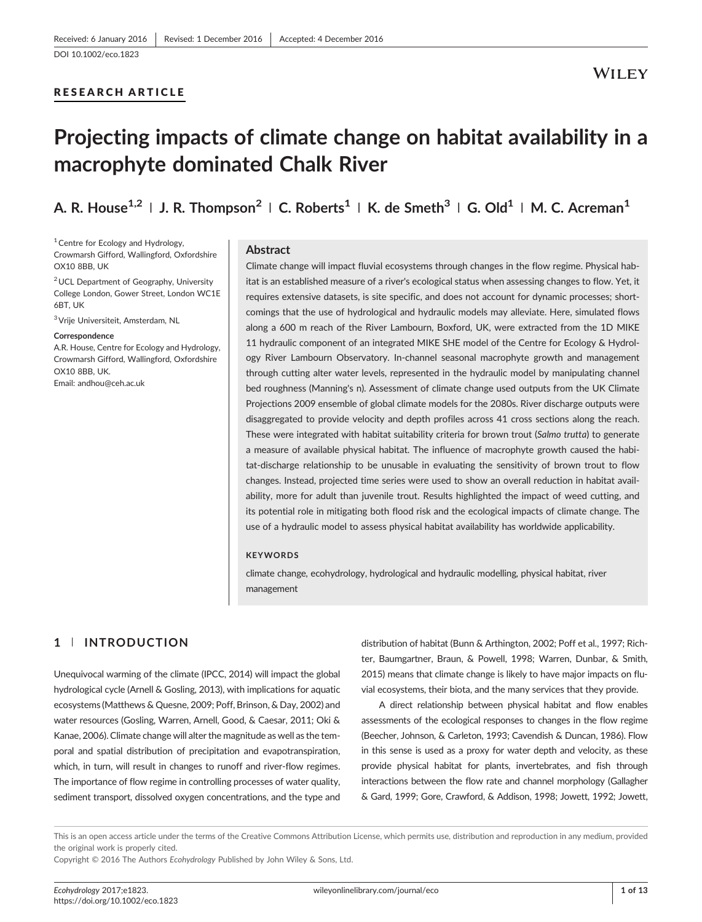Received: 6 January 2016 | Revised: 1 December 2016 | Accepted: 4 December 2016

DOI 10.1002/eco.1823

RESEARCH ARTICLE

# Projecting impacts of climate change on habitat availability in a macrophyte dominated Chalk River

A. R. House[1,2] | J. R. Thompson[2] | C. Roberts[1] | K. de Smeth[3] | G. Old[1] | M. C. Acreman[1]

[1] Centre for Ecology and Hydrology, Crowmarsh Gifford, Wallingford, Oxfordshire OX10 8BB, UK

[2] UCL Department of Geography, University College London, Gower Street, London WC1E 6BT, UK

[3] Vrije Universiteit, Amsterdam, NL

**Correspondence**

A.R. House, Centre for Ecology and Hydrology, Crowmarsh Gifford, Wallingford, Oxfordshire OX10 8BB, UK.
Email: andhou@ceh.ac.uk

## Abstract

Climate change will impact fluvial ecosystems through changes in the flow regime. Physical habitat is an established measure of a river's ecological status when assessing changes to flow. Yet, it requires extensive datasets, is site specific, and does not account for dynamic processes; shortcomings that the use of hydrological and hydraulic models may alleviate. Here, simulated flows along a 600 m reach of the River Lambourn, Boxford, UK, were extracted from the 1D MIKE 11 hydraulic component of an integrated MIKE SHE model of the Centre for Ecology & Hydrology River Lambourn Observatory. In-channel seasonal macrophyte growth and management through cutting alter water levels, represented in the hydraulic model by manipulating channel bed roughness (Manning's n). Assessment of climate change used outputs from the UK Climate Projections 2009 ensemble of global climate models for the 2080s. River discharge outputs were disaggregated to provide velocity and depth profiles across 41 cross sections along the reach. These were integrated with habitat suitability criteria for brown trout (*Salmo trutta*) to generate a measure of available physical habitat. The influence of macrophyte growth caused the habitat-discharge relationship to be unusable in evaluating the sensitivity of brown trout to flow changes. Instead, projected time series were used to show an overall reduction in habitat availability, more for adult than juvenile trout. Results highlighted the impact of weed cutting, and its potential role in mitigating both flood risk and the ecological impacts of climate change. The use of a hydraulic model to assess physical habitat availability has worldwide applicability.

**KEYWORDS**

climate change, ecohydrology, hydrological and hydraulic modelling, physical habitat, river management

## 1 | INTRODUCTION

Unequivocal warming of the climate (IPCC, 2014) will impact the global hydrological cycle (Arnell & Gosling, 2013), with implications for aquatic ecosystems (Matthews & Quesne, 2009; Poff, Brinson, & Day, 2002) and water resources (Gosling, Warren, Arnell, Good, & Caesar, 2011; Oki & Kanae, 2006). Climate change will alter the magnitude as well as the temporal and spatial distribution of precipitation and evapotranspiration, which, in turn, will result in changes to runoff and river-flow regimes. The importance of flow regime in controlling processes of water quality, sediment transport, dissolved oxygen concentrations, and the type and distribution of habitat (Bunn & Arthington, 2002; Poff et al., 1997; Richter, Baumgartner, Braun, & Powell, 1998; Warren, Dunbar, & Smith, 2015) means that climate change is likely to have major impacts on fluvial ecosystems, their biota, and the many services that they provide.

A direct relationship between physical habitat and flow enables assessments of the ecological responses to changes in the flow regime (Beecher, Johnson, & Carleton, 1993; Cavendish & Duncan, 1986). Flow in this sense is used as a proxy for water depth and velocity, as these provide physical habitat for plants, invertebrates, and fish through interactions between the flow rate and channel morphology (Gallagher & Gard, 1999; Gore, Crawford, & Addison, 1998; Jowett, 1992; Jowett,

This is an open access article under the terms of the Creative Commons Attribution License, which permits use, distribution and reproduction in any medium, provided the original work is properly cited.

Copyright © 2016 The Authors *Ecohydrology* Published by John Wiley & Sons, Ltd.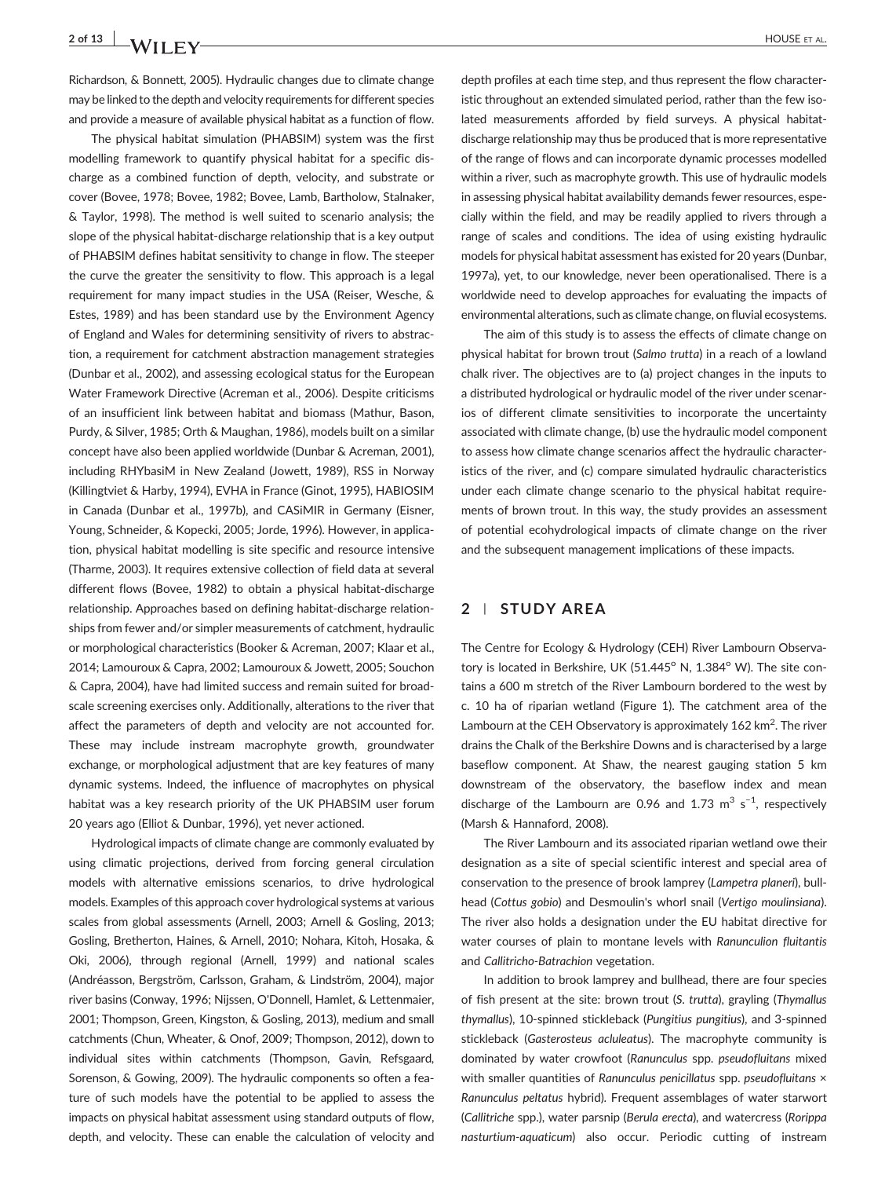Richardson, & Bonnett, 2005). Hydraulic changes due to climate change may be linked to the depth and velocity requirements for different species and provide a measure of available physical habitat as a function of flow.

The physical habitat simulation (PHABSIM) system was the first modelling framework to quantify physical habitat for a specific discharge as a combined function of depth, velocity, and substrate or cover (Bovee, 1978; Bovee, 1982; Bovee, Lamb, Bartholow, Stalnaker, & Taylor, 1998). The method is well suited to scenario analysis; the slope of the physical habitat-discharge relationship that is a key output of PHABSIM defines habitat sensitivity to change in flow. The steeper the curve the greater the sensitivity to flow. This approach is a legal requirement for many impact studies in the USA (Reiser, Wesche, & Estes, 1989) and has been standard use by the Environment Agency of England and Wales for determining sensitivity of rivers to abstraction, a requirement for catchment abstraction management strategies (Dunbar et al., 2002), and assessing ecological status for the European Water Framework Directive (Acreman et al., 2006). Despite criticisms of an insufficient link between habitat and biomass (Mathur, Bason, Purdy, & Silver, 1985; Orth & Maughan, 1986), models built on a similar concept have also been applied worldwide (Dunbar & Acreman, 2001), including RHYbasiM in New Zealand (Jowett, 1989), RSS in Norway (Killingtveit & Harby, 1994), EVHA in France (Ginot, 1995), HABIOSIM in Canada (Dunbar et al., 1997b), and CASiMIR in Germany (Eisner, Young, Schneider, & Kopecki, 2005; Jorde, 1996). However, in application, physical habitat modelling is site specific and resource intensive (Tharme, 2003). It requires extensive collection of field data at several different flows (Bovee, 1982) to obtain a physical habitat-discharge relationship. Approaches based on defining habitat-discharge relationships from fewer and/or simpler measurements of catchment, hydraulic or morphological characteristics (Booker & Acreman, 2007; Klaar et al., 2014; Lamouroux & Capra, 2002; Lamouroux & Jowett, 2005; Souchon & Capra, 2004), have had limited success and remain suited for broad-scale screening exercises only. Additionally, alterations to the river that affect the parameters of depth and velocity are not accounted for. These may include instream macrophyte growth, groundwater exchange, or morphological adjustment that are key features of many dynamic systems. Indeed, the influence of macrophytes on physical habitat was a key research priority of the UK PHABSIM user forum 20 years ago (Elliot & Dunbar, 1996), yet never actioned.

Hydrological impacts of climate change are commonly evaluated by using climatic projections, derived from forcing general circulation models with alternative emissions scenarios, to drive hydrological models. Examples of this approach cover hydrological systems at various scales from global assessments (Arnell, 2003; Arnell & Gosling, 2013; Gosling, Bretherton, Haines, & Arnell, 2010; Nohara, Kitoh, Hosaka, & Oki, 2006), through regional (Arnell, 1999) and national scales (Andréasson, Bergström, Carlsson, Graham, & Lindström, 2004), major river basins (Conway, 1996; Nijssen, O'Donnell, Hamlet, & Lettenmaier, 2001; Thompson, Green, Kingston, & Gosling, 2013), medium and small catchments (Chun, Wheater, & Onof, 2009; Thompson, 2012), down to individual sites within catchments (Thompson, Gavin, Refsgaard, Sorenson, & Gowing, 2009). The hydraulic components so often a feature of such models have the potential to be applied to assess the impacts on physical habitat assessment using standard outputs of flow, depth, and velocity. These can enable the calculation of velocity and depth profiles at each time step, and thus represent the flow characteristic throughout an extended simulated period, rather than the few isolated measurements afforded by field surveys. A physical habitat-discharge relationship may thus be produced that is more representative of the range of flows and can incorporate dynamic processes modelled within a river, such as macrophyte growth. This use of hydraulic models in assessing physical habitat availability demands fewer resources, especially within the field, and may be readily applied to rivers through a range of scales and conditions. The idea of using existing hydraulic models for physical habitat assessment has existed for 20 years (Dunbar, 1997a), yet, to our knowledge, never been operationalised. There is a worldwide need to develop approaches for evaluating the impacts of environmental alterations, such as climate change, on fluvial ecosystems.

The aim of this study is to assess the effects of climate change on physical habitat for brown trout (*Salmo trutta*) in a reach of a lowland chalk river. The objectives are to (a) project changes in the inputs to a distributed hydrological or hydraulic model of the river under scenarios of different climate sensitivities to incorporate the uncertainty associated with climate change, (b) use the hydraulic model component to assess how climate change scenarios affect the hydraulic characteristics of the river, and (c) compare simulated hydraulic characteristics under each climate change scenario to the physical habitat requirements of brown trout. In this way, the study provides an assessment of potential ecohydrological impacts of climate change on the river and the subsequent management implications of these impacts.

## 2 | STUDY AREA

The Centre for Ecology & Hydrology (CEH) River Lambourn Observatory is located in Berkshire, UK (51.445° N, 1.384° W). The site contains a 600 m stretch of the River Lambourn bordered to the west by c. 10 ha of riparian wetland (Figure 1). The catchment area of the Lambourn at the CEH Observatory is approximately 162 km$^2$. The river drains the Chalk of the Berkshire Downs and is characterised by a large baseflow component. At Shaw, the nearest gauging station 5 km downstream of the observatory, the baseflow index and mean discharge of the Lambourn are 0.96 and 1.73 m$^3$ s$^{-1}$, respectively (Marsh & Hannaford, 2008).

The River Lambourn and its associated riparian wetland owe their designation as a site of special scientific interest and special area of conservation to the presence of brook lamprey (*Lampetra planeri*), bullhead (*Cottus gobio*) and Desmoulin's whorl snail (*Vertigo moulinsiana*). The river also holds a designation under the EU habitat directive for water courses of plain to montane levels with *Ranunculion fluitantis* and *Callitricho-Batrachion* vegetation.

In addition to brook lamprey and bullhead, there are four species of fish present at the site: brown trout (*S. trutta*), grayling (*Thymallus thymallus*), 10-spinned stickleback (*Pungitius pungitius*), and 3-spinned stickleback (*Gasterosteus aculeatus*). The macrophyte community is dominated by water crowfoot (*Ranunculus* spp. *pseudofluitans* mixed with smaller quantities of *Ranunculus penicillatus* spp. *pseudofluitans* × *Ranunculus peltatus* hybrid). Frequent assemblages of water starwort (*Callitriche* spp.), water parsnip (*Berula erecta*), and watercress (*Rorippa nasturtium-aquaticum*) also occur. Periodic cutting of instream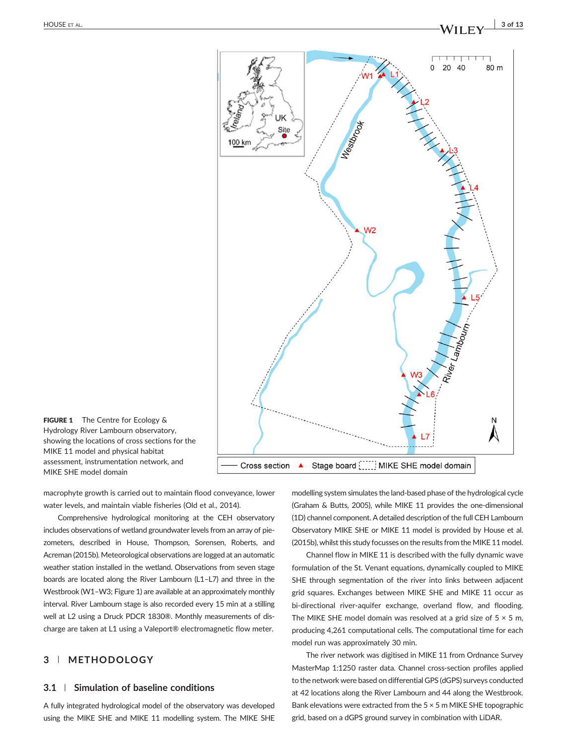**FIGURE 1** The Centre for Ecology & Hydrology River Lambourn observatory, showing the locations of cross sections for the MIKE 11 model and physical habitat assessment, instrumentation network, and MIKE SHE model domain

macrophyte growth is carried out to maintain flood conveyance, lower water levels, and maintain viable fisheries (Old et al., 2014).

Comprehensive hydrological monitoring at the CEH observatory includes observations of wetland groundwater levels from an array of piezometers, described in House, Thompson, Sorensen, Roberts, and Acreman (2015b). Meteorological observations are logged at an automatic weather station installed in the wetland. Observations from seven stage boards are located along the River Lambourn (L1–L7) and three in the Westbrook (W1–W3; Figure 1) are available at an approximately monthly interval. River Lambourn stage is also recorded every 15 min at a stilling well at L2 using a Druck PDCR 1830®. Monthly measurements of discharge are taken at L1 using a Valeport® electromagnetic flow meter.

## 3 | METHODOLOGY

### 3.1 | Simulation of baseline conditions

A fully integrated hydrological model of the observatory was developed using the MIKE SHE and MIKE 11 modelling system. The MIKE SHE modelling system simulates the land-based phase of the hydrological cycle (Graham & Butts, 2005), while MIKE 11 provides the one-dimensional (1D) channel component. A detailed description of the full CEH Lambourn Observatory MIKE SHE or MIKE 11 model is provided by House et al. (2015b), whilst this study focusses on the results from the MIKE 11 model.

Channel flow in MIKE 11 is described with the fully dynamic wave formulation of the St. Venant equations, dynamically coupled to MIKE SHE through segmentation of the river into links between adjacent grid squares. Exchanges between MIKE SHE and MIKE 11 occur as bi-directional river-aquifer exchange, overland flow, and flooding. The MIKE SHE model domain was resolved at a grid size of 5 × 5 m, producing 4,261 computational cells. The computational time for each model run was approximately 30 min.

The river network was digitised in MIKE 11 from Ordnance Survey MasterMap 1:1250 raster data. Channel cross-section profiles applied to the network were based on differential GPS (dGPS) surveys conducted at 42 locations along the River Lambourn and 44 along the Westbrook. Bank elevations were extracted from the 5 × 5 m MIKE SHE topographic grid, based on a dGPS ground survey in combination with LiDAR.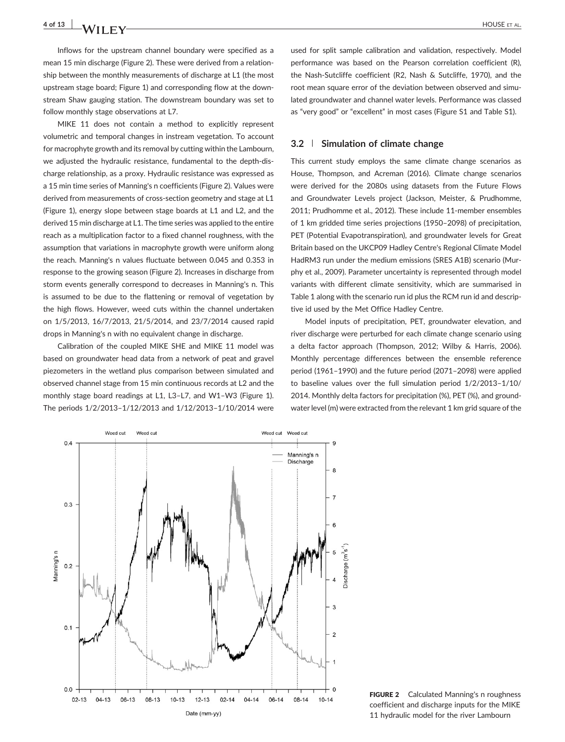Inflows for the upstream channel boundary were specified as a mean 15 min discharge (Figure 2). These were derived from a relationship between the monthly measurements of discharge at L1 (the most upstream stage board; Figure 1) and corresponding flow at the downstream Shaw gauging station. The downstream boundary was set to follow monthly stage observations at L7.

MIKE 11 does not contain a method to explicitly represent volumetric and temporal changes in instream vegetation. To account for macrophyte growth and its removal by cutting within the Lambourn, we adjusted the hydraulic resistance, fundamental to the depth-discharge relationship, as a proxy. Hydraulic resistance was expressed as a 15 min time series of Manning's n coefficients (Figure 2). Values were derived from measurements of cross-section geometry and stage at L1 (Figure 1), energy slope between stage boards at L1 and L2, and the derived 15 min discharge at L1. The time series was applied to the entire reach as a multiplication factor to a fixed channel roughness, with the assumption that variations in macrophyte growth were uniform along the reach. Manning's n values fluctuate between 0.045 and 0.353 in response to the growing season (Figure 2). Increases in discharge from storm events generally correspond to decreases in Manning's n. This is assumed to be due to the flattening or removal of vegetation by the high flows. However, weed cuts within the channel undertaken on 1/5/2013, 16/7/2013, 21/5/2014, and 23/7/2014 caused rapid drops in Manning's n with no equivalent change in discharge.

Calibration of the coupled MIKE SHE and MIKE 11 model was based on groundwater head data from a network of peat and gravel piezometers in the wetland plus comparison between simulated and observed channel stage from 15 min continuous records at L2 and the monthly stage board readings at L1, L3–L7, and W1–W3 (Figure 1). The periods 1/2/2013–1/12/2013 and 1/12/2013–1/10/2014 were used for split sample calibration and validation, respectively. Model performance was based on the Pearson correlation coefficient (R), the Nash-Sutcliffe coefficient ($R2$, Nash & Sutcliffe, 1970), and the root mean square error of the deviation between observed and simulated groundwater and channel water levels. Performance was classed as "very good" or "excellent" in most cases (Figure S1 and Table S1).

## 3.2 | Simulation of climate change

This current study employs the same climate change scenarios as House, Thompson, and Acreman (2016). Climate change scenarios were derived for the 2080s using datasets from the Future Flows and Groundwater Levels project (Jackson, Meister, & Prudhomme, 2011; Prudhomme et al., 2012). These include 11-member ensembles of 1 km gridded time series projections (1950–2098) of precipitation, PET (Potential Evapotranspiration), and groundwater levels for Great Britain based on the UKCP09 Hadley Centre's Regional Climate Model HadRM3 run under the medium emissions (SRES A1B) scenario (Murphy et al., 2009). Parameter uncertainty is represented through model variants with different climate sensitivity, which are summarised in Table 1 along with the scenario run id plus the RCM run id and descriptive id used by the Met Office Hadley Centre.

Model inputs of precipitation, PET, groundwater elevation, and river discharge were perturbed for each climate change scenario using a delta factor approach (Thompson, 2012; Wilby & Harris, 2006). Monthly percentage differences between the ensemble reference period (1961–1990) and the future period (2071–2098) were applied to baseline values over the full simulation period 1/2/2013–1/10/2014. Monthly delta factors for precipitation (%), PET (%), and groundwater level (m) were extracted from the relevant 1 km grid square of the

FIGURE 2 Calculated Manning's n roughness coefficient and discharge inputs for the MIKE 11 hydraulic model for the river Lambourn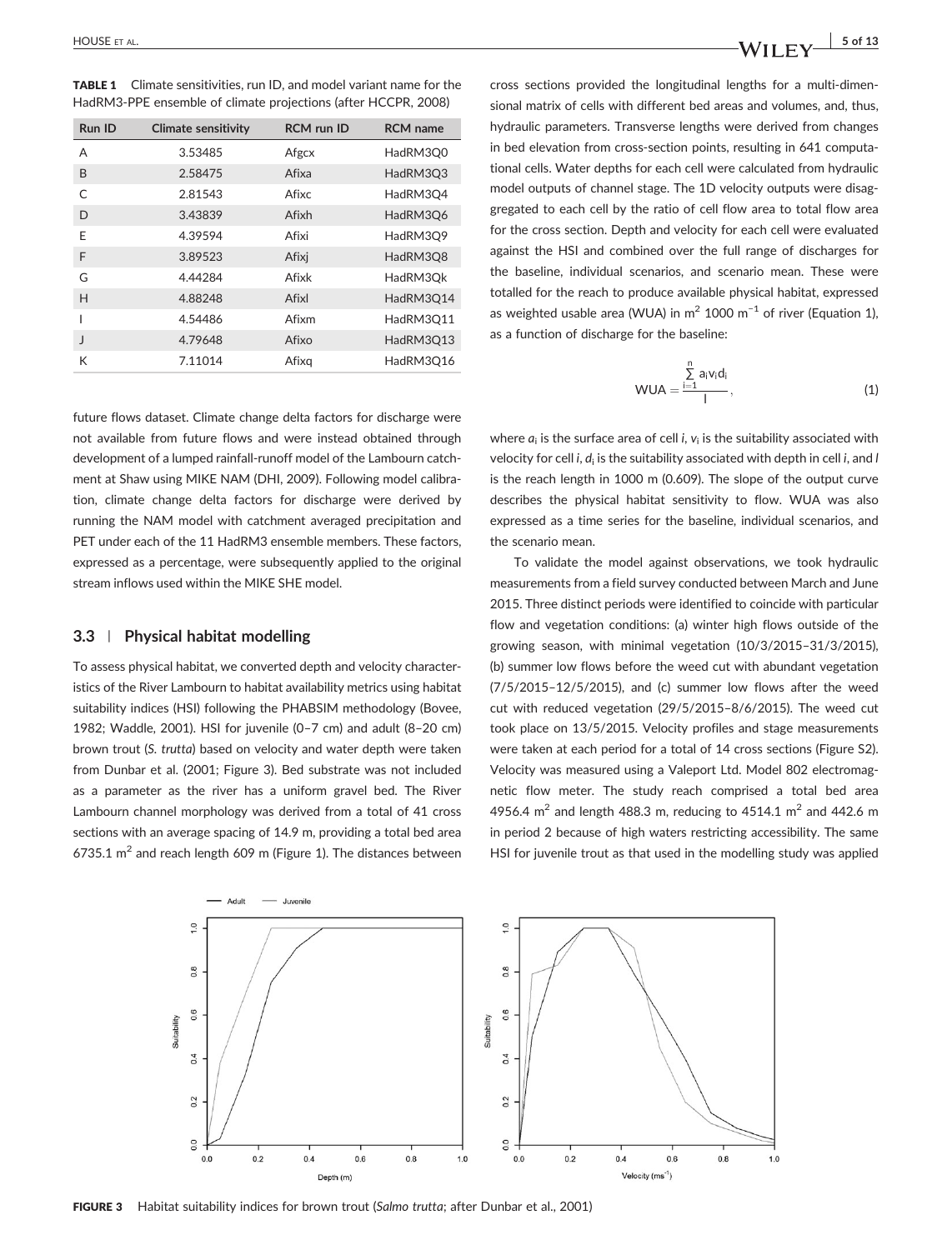**TABLE 1** Climate sensitivities, run ID, and model variant name for the HadRM3-PPE ensemble of climate projections (after HCCPR, 2008)

| Run ID | Climate sensitivity | RCM run ID | RCM name |
|---|---|---|---|
| A | 3.53485 | Afgcx | HadRM3Q0 |
| B | 2.58475 | Afixa | HadRM3Q3 |
| C | 2.81543 | Afixc | HadRM3Q4 |
| D | 3.43839 | Afixh | HadRM3Q6 |
| E | 4.39594 | Afixi | HadRM3Q9 |
| F | 3.89523 | Afixj | HadRM3Q8 |
| G | 4.44284 | Afixk | HadRM3Qk |
| H | 4.88248 | Afixl | HadRM3Q14 |
| I | 4.54486 | Afixm | HadRM3Q11 |
| J | 4.79648 | Afixo | HadRM3Q13 |
| K | 7.11014 | Afixq | HadRM3Q16 |

future flows dataset. Climate change delta factors for discharge were not available from future flows and were instead obtained through development of a lumped rainfall-runoff model of the Lambourn catchment at Shaw using MIKE NAM (DHI, 2009). Following model calibration, climate change delta factors for discharge were derived by running the NAM model with catchment averaged precipitation and PET under each of the 11 HadRM3 ensemble members. These factors, expressed as a percentage, were subsequently applied to the original stream inflows used within the MIKE SHE model.

### 3.3 | Physical habitat modelling

To assess physical habitat, we converted depth and velocity characteristics of the River Lambourn to habitat availability metrics using habitat suitability indices (HSI) following the PHABSIM methodology (Bovee, 1982; Waddle, 2001). HSI for juvenile (0–7 cm) and adult (8–20 cm) brown trout (*S. trutta*) based on velocity and water depth were taken from Dunbar et al. (2001; Figure 3). Bed substrate was not included as a parameter as the river has a uniform gravel bed. The River Lambourn channel morphology was derived from a total of 41 cross sections with an average spacing of 14.9 m, providing a total bed area 6735.1 $m^2$ and reach length 609 m (Figure 1). The distances between cross sections provided the longitudinal lengths for a multi-dimensional matrix of cells with different bed areas and volumes, and, thus, hydraulic parameters. Transverse lengths were derived from changes in bed elevation from cross-section points, resulting in 641 computational cells. Water depths for each cell were calculated from hydraulic model outputs of channel stage. The 1D velocity outputs were disaggregated to each cell by the ratio of cell flow area to total flow area for the cross section. Depth and velocity for each cell were evaluated against the HSI and combined over the full range of discharges for the baseline, individual scenarios, and scenario mean. These were totalled for the reach to produce available physical habitat, expressed as weighted usable area (WUA) in $m^2$ 1000 $m^{-1}$ of river (Equation 1), as a function of discharge for the baseline:

$$\mathrm{WUA} = \frac{\sum_{i=1}^{n} a_i v_i d_i}{l}, \tag{1}$$

where $a_i$ is the surface area of cell $i$, $v_i$ is the suitability associated with velocity for cell $i$, $d_i$ is the suitability associated with depth in cell $i$, and $l$ is the reach length in 1000 m (0.609). The slope of the output curve describes the physical habitat sensitivity to flow. WUA was also expressed as a time series for the baseline, individual scenarios, and the scenario mean.

To validate the model against observations, we took hydraulic measurements from a field survey conducted between March and June 2015. Three distinct periods were identified to coincide with particular flow and vegetation conditions: (a) winter high flows outside of the growing season, with minimal vegetation (10/3/2015–31/3/2015), (b) summer low flows before the weed cut with abundant vegetation (7/5/2015–12/5/2015), and (c) summer low flows after the weed cut with reduced vegetation (29/5/2015–8/6/2015). The weed cut took place on 13/5/2015. Velocity profiles and stage measurements were taken at each period for a total of 14 cross sections (Figure S2). Velocity was measured using a Valeport Ltd. Model 802 electromagnetic flow meter. The study reach comprised a total bed area 4956.4 $m^2$ and length 488.3 m, reducing to 4514.1 $m^2$ and 442.6 m in period 2 because of high waters restricting accessibility. The same HSI for juvenile trout as that used in the modelling study was applied

**FIGURE 3** Habitat suitability indices for brown trout (*Salmo trutta*; after Dunbar et al., 2001)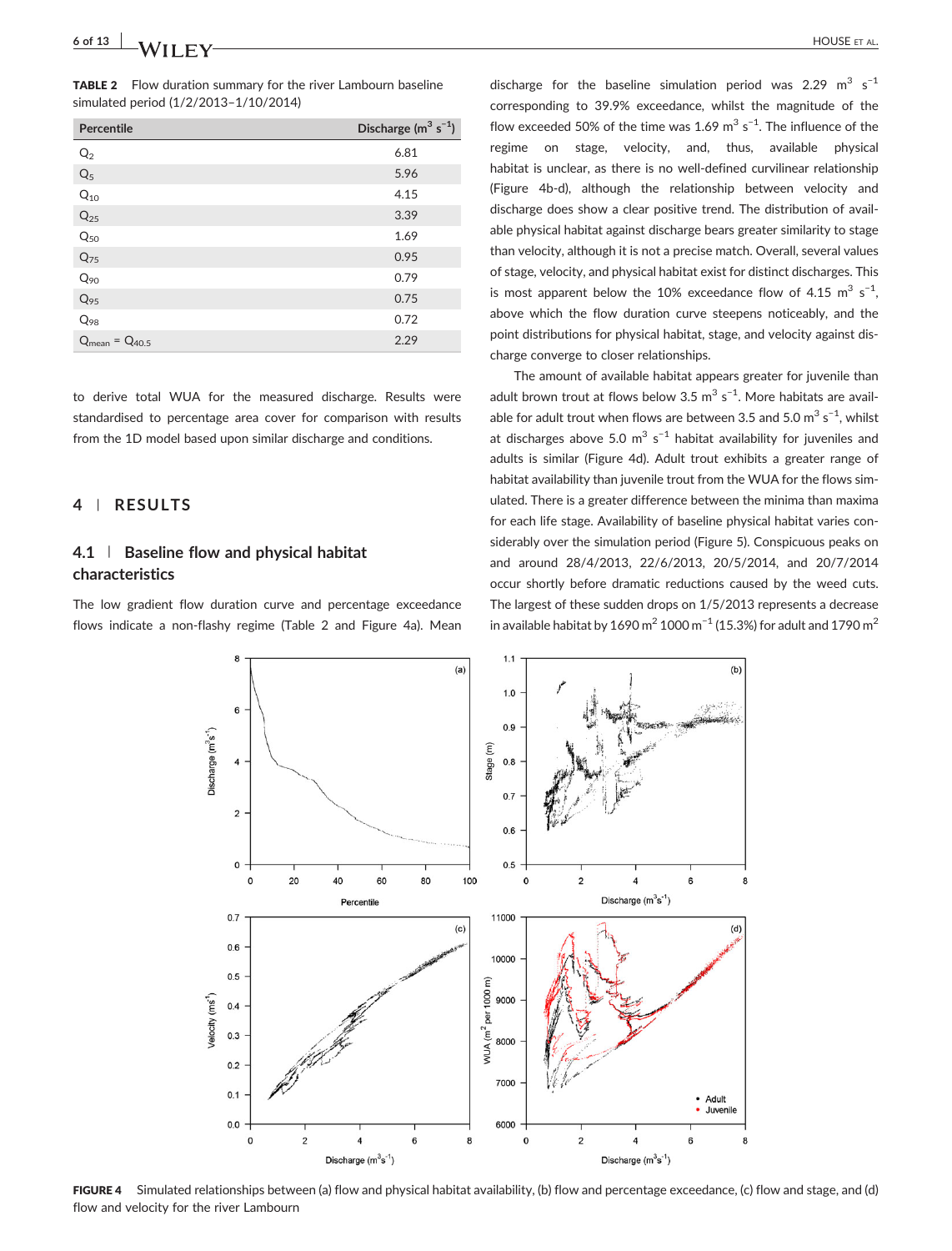**TABLE 2** Flow duration summary for the river Lambourn baseline simulated period (1/2/2013–1/10/2014)

| Percentile | Discharge ($m^3$ $s^{-1}$) |
|---|---|
| $Q_2$ | 6.81 |
| $Q_5$ | 5.96 |
| $Q_{10}$ | 4.15 |
| $Q_{25}$ | 3.39 |
| $Q_{50}$ | 1.69 |
| $Q_{75}$ | 0.95 |
| $Q_{90}$ | 0.79 |
| $Q_{95}$ | 0.75 |
| $Q_{98}$ | 0.72 |
| $Q_{mean}$ = $Q_{40.5}$ | 2.29 |

to derive total WUA for the measured discharge. Results were standardised to percentage area cover for comparison with results from the 1D model based upon similar discharge and conditions.

## 4 | RESULTS

### 4.1 | Baseline flow and physical habitat characteristics

The low gradient flow duration curve and percentage exceedance flows indicate a non-flashy regime (Table 2 and Figure 4a). Mean discharge for the baseline simulation period was 2.29 $m^3$ $s^{-1}$ corresponding to 39.9% exceedance, whilst the magnitude of the flow exceeded 50% of the time was 1.69 $m^3$ $s^{-1}$. The influence of the regime on stage, velocity, and, thus, available physical habitat is unclear, as there is no well-defined curvilinear relationship (Figure 4b-d), although the relationship between velocity and discharge does show a clear positive trend. The distribution of available physical habitat against discharge bears greater similarity to stage than velocity, although it is not a precise match. Overall, several values of stage, velocity, and physical habitat exist for distinct discharges. This is most apparent below the 10% exceedance flow of 4.15 $m^3$ $s^{-1}$, above which the flow duration curve steepens noticeably, and the point distributions for physical habitat, stage, and velocity against discharge converge to closer relationships.

The amount of available habitat appears greater for juvenile than adult brown trout at flows below 3.5 $m^3$ $s^{-1}$. More habitats are available for adult trout when flows are between 3.5 and 5.0 $m^3$ $s^{-1}$, whilst at discharges above 5.0 $m^3$ $s^{-1}$ habitat availability for juveniles and adults is similar (Figure 4d). Adult trout exhibits a greater range of habitat availability than juvenile trout from the WUA for the flows simulated. There is a greater difference between the minima than maxima for each life stage. Availability of baseline physical habitat varies considerably over the simulation period (Figure 5). Conspicuous peaks on and around 28/4/2013, 22/6/2013, 20/5/2014, and 20/7/2014 occur shortly before dramatic reductions caused by the weed cuts. The largest of these sudden drops on 1/5/2013 represents a decrease in available habitat by 1690 $m^2$ 1000 $m^{-1}$ (15.3%) for adult and 1790 $m^2$

**FIGURE 4** Simulated relationships between (a) flow and physical habitat availability, (b) flow and percentage exceedance, (c) flow and stage, and (d) flow and velocity for the river Lambourn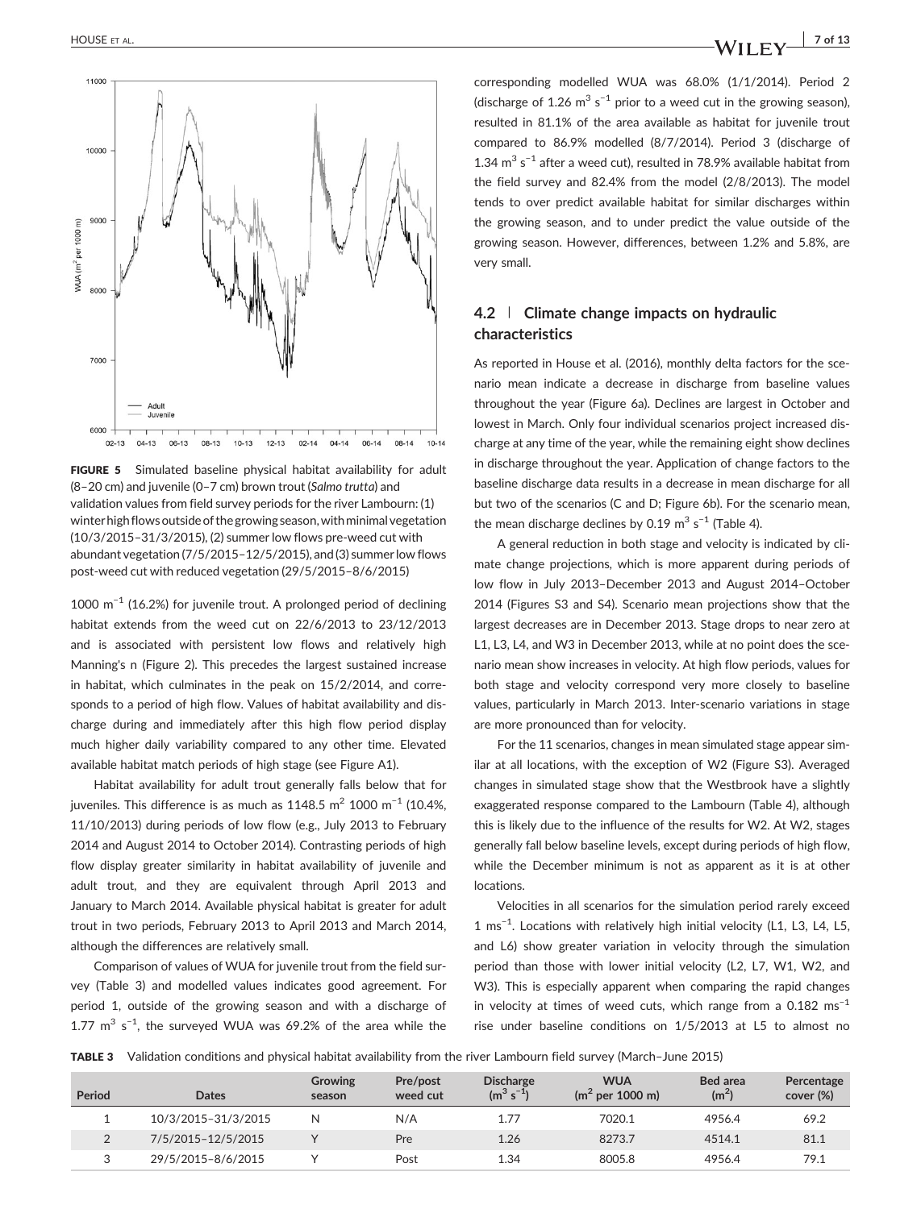FIGURE 5 Simulated baseline physical habitat availability for adult (8–20 cm) and juvenile (0–7 cm) brown trout (*Salmo trutta*) and validation values from field survey periods for the river Lambourn: (1) winter high flows outside of the growing season, with minimal vegetation (10/3/2015–31/3/2015), (2) summer low flows pre-weed cut with abundant vegetation (7/5/2015–12/5/2015), and (3) summer low flows post-weed cut with reduced vegetation (29/5/2015–8/6/2015)

1000 $m^{-1}$ (16.2%) for juvenile trout. A prolonged period of declining habitat extends from the weed cut on 22/6/2013 to 23/12/2013 and is associated with persistent low flows and relatively high Manning's n (Figure 2). This precedes the largest sustained increase in habitat, which culminates in the peak on 15/2/2014, and corresponds to a period of high flow. Values of habitat availability and discharge during and immediately after this high flow period display much higher daily variability compared to any other time. Elevated available habitat match periods of high stage (see Figure A1).

Habitat availability for adult trout generally falls below that for juveniles. This difference is as much as 1148.5 $m^2$ 1000 $m^{-1}$ (10.4%, 11/10/2013) during periods of low flow (e.g., July 2013 to February 2014 and August 2014 to October 2014). Contrasting periods of high flow display greater similarity in habitat availability of juvenile and adult trout, and they are equivalent through April 2013 and January to March 2014. Available physical habitat is greater for adult trout in two periods, February 2013 to April 2013 and March 2014, although the differences are relatively small.

Comparison of values of WUA for juvenile trout from the field survey (Table 3) and modelled values indicates good agreement. For period 1, outside of the growing season and with a discharge of 1.77 $m^3 s^{-1}$, the surveyed WUA was 69.2% of the area while the corresponding modelled WUA was 68.0% (1/1/2014). Period 2 (discharge of 1.26 $m^3 s^{-1}$ prior to a weed cut in the growing season), resulted in 81.1% of the area available as habitat for juvenile trout compared to 86.9% modelled (8/7/2014). Period 3 (discharge of 1.34 $m^3 s^{-1}$ after a weed cut), resulted in 78.9% available habitat from the field survey and 82.4% from the model (2/8/2013). The model tends to over predict available habitat for similar discharges within the growing season, and to under predict the value outside of the growing season. However, differences, between 1.2% and 5.8%, are very small.

## 4.2 | Climate change impacts on hydraulic characteristics

As reported in House et al. (2016), monthly delta factors for the scenario mean indicate a decrease in discharge from baseline values throughout the year (Figure 6a). Declines are largest in October and lowest in March. Only four individual scenarios project increased discharge at any time of the year, while the remaining eight show declines in discharge throughout the year. Application of change factors to the baseline discharge data results in a decrease in mean discharge for all but two of the scenarios (C and D; Figure 6b). For the scenario mean, the mean discharge declines by 0.19 $m^3 s^{-1}$ (Table 4).

A general reduction in both stage and velocity is indicated by climate change projections, which is more apparent during periods of low flow in July 2013–December 2013 and August 2014–October 2014 (Figures S3 and S4). Scenario mean projections show that the largest decreases are in December 2013. Stage drops to near zero at L1, L3, L4, and W3 in December 2013, while at no point does the scenario mean show increases in velocity. At high flow periods, values for both stage and velocity correspond very more closely to baseline values, particularly in March 2013. Inter-scenario variations in stage are more pronounced than for velocity.

For the 11 scenarios, changes in mean simulated stage appear similar at all locations, with the exception of W2 (Figure S3). Averaged changes in simulated stage show that the Westbrook have a slightly exaggerated response compared to the Lambourn (Table 4), although this is likely due to the influence of the results for W2. At W2, stages generally fall below baseline levels, except during periods of high flow, while the December minimum is not as apparent as it is at other locations.

Velocities in all scenarios for the simulation period rarely exceed 1 $ms^{-1}$. Locations with relatively high initial velocity (L1, L3, L4, L5, and L6) show greater variation in velocity through the simulation period than those with lower initial velocity (L2, L7, W1, W2, and W3). This is especially apparent when comparing the rapid changes in velocity at times of weed cuts, which range from a 0.182 $ms^{-1}$ rise under baseline conditions on 1/5/2013 at L5 to almost no

TABLE 3 Validation conditions and physical habitat availability from the river Lambourn field survey (March–June 2015)

| Period | Dates | Growing season | Pre/post weed cut | Discharge ($m^3 s^{-1}$) | WUA ($m^2$ per 1000 m) | Bed area ($m^2$) | Percentage cover (%) |
|---|---|---|---|---|---|---|---|
| 1 | 10/3/2015–31/3/2015 | N | N/A | 1.77 | 7020.1 | 4956.4 | 69.2 |
| 2 | 7/5/2015–12/5/2015 | Y | Pre | 1.26 | 8273.7 | 4514.1 | 81.1 |
| 3 | 29/5/2015–8/6/2015 | Y | Post | 1.34 | 8005.8 | 4956.4 | 79.1 |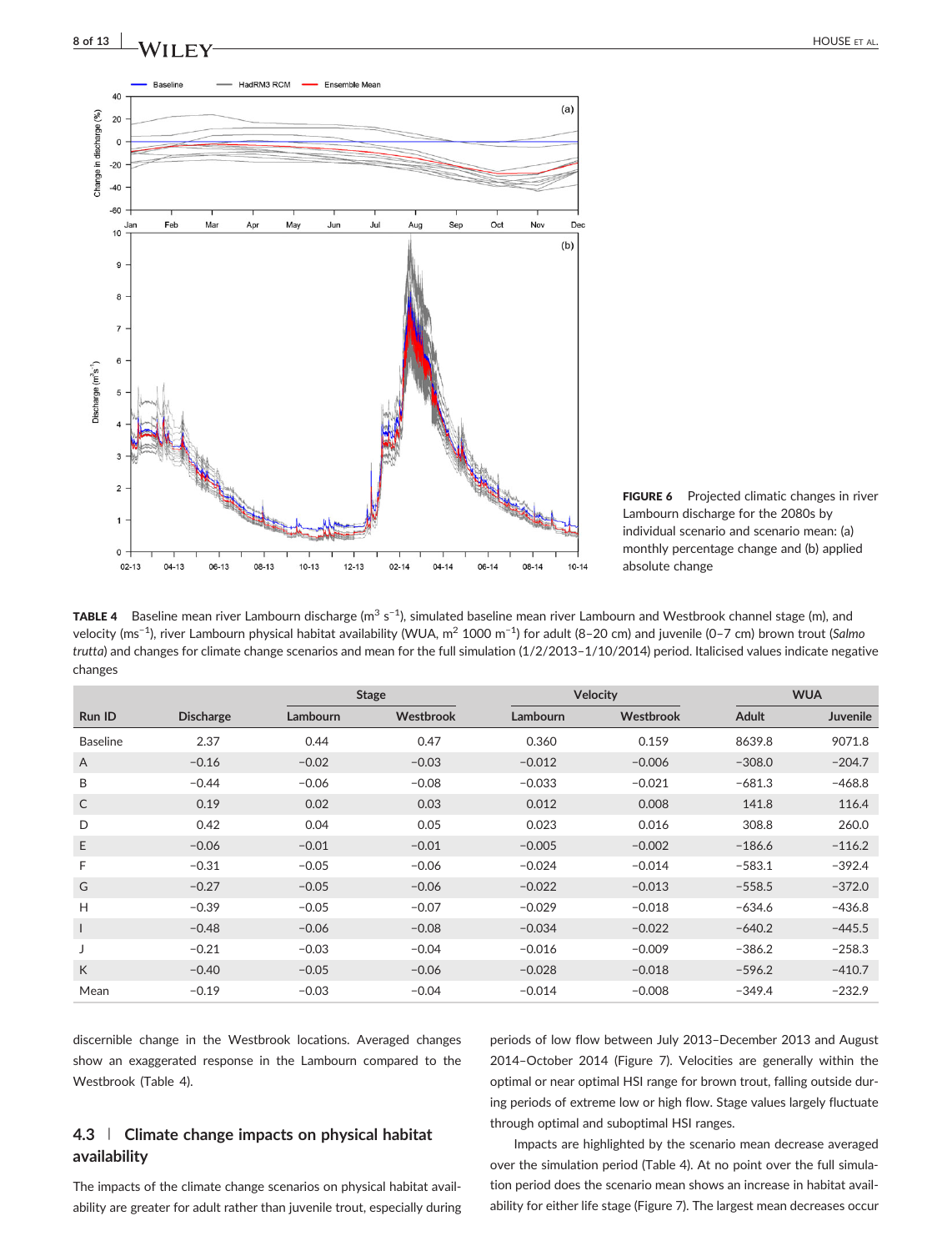FIGURE 6 Projected climatic changes in river Lambourn discharge for the 2080s by individual scenario and scenario mean: (a) monthly percentage change and (b) applied absolute change

TABLE 4 Baseline mean river Lambourn discharge ($m^3\ s^{-1}$), simulated baseline mean river Lambourn and Westbrook channel stage (m), and velocity ($ms^{-1}$), river Lambourn physical habitat availability (WUA, $m^2$ 1000 $m^{-1}$) for adult (8–20 cm) and juvenile (0–7 cm) brown trout (*Salmo trutta*) and changes for climate change scenarios and mean for the full simulation (1/2/2013–1/10/2014) period. Italicised values indicate negative changes

| | | Stage | | Velocity | | WUA | |
|---|---|---|---|---|---|---|---|
| Run ID | Discharge | Lambourn | Westbrook | Lambourn | Westbrook | Adult | Juvenile |
| Baseline | 2.37 | 0.44 | 0.47 | 0.360 | 0.159 | 8639.8 | 9071.8 |
| A | −0.16 | −0.02 | −0.03 | −0.012 | −0.006 | −308.0 | −204.7 |
| B | −0.44 | −0.06 | −0.08 | −0.033 | −0.021 | −681.3 | −468.8 |
| C | 0.19 | 0.02 | 0.03 | 0.012 | 0.008 | 141.8 | 116.4 |
| D | 0.42 | 0.04 | 0.05 | 0.023 | 0.016 | 308.8 | 260.0 |
| E | −0.06 | −0.01 | −0.01 | −0.005 | −0.002 | −186.6 | −116.2 |
| F | −0.31 | −0.05 | −0.06 | −0.024 | −0.014 | −583.1 | −392.4 |
| G | −0.27 | −0.05 | −0.06 | −0.022 | −0.013 | −558.5 | −372.0 |
| H | −0.39 | −0.05 | −0.07 | −0.029 | −0.018 | −634.6 | −436.8 |
| I | −0.48 | −0.06 | −0.08 | −0.034 | −0.022 | −640.2 | −445.5 |
| J | −0.21 | −0.03 | −0.04 | −0.016 | −0.009 | −386.2 | −258.3 |
| K | −0.40 | −0.05 | −0.06 | −0.028 | −0.018 | −596.2 | −410.7 |
| Mean | −0.19 | −0.03 | −0.04 | −0.014 | −0.008 | −349.4 | −232.9 |

discernible change in the Westbrook locations. Averaged changes show an exaggerated response in the Lambourn compared to the Westbrook (Table 4).

## 4.3 | Climate change impacts on physical habitat availability

The impacts of the climate change scenarios on physical habitat availability are greater for adult rather than juvenile trout, especially during periods of low flow between July 2013–December 2013 and August 2014–October 2014 (Figure 7). Velocities are generally within the optimal or near optimal HSI range for brown trout, falling outside during periods of extreme low or high flow. Stage values largely fluctuate through optimal and suboptimal HSI ranges.

Impacts are highlighted by the scenario mean decrease averaged over the simulation period (Table 4). At no point over the full simulation period does the scenario mean shows an increase in habitat availability for either life stage (Figure 7). The largest mean decreases occur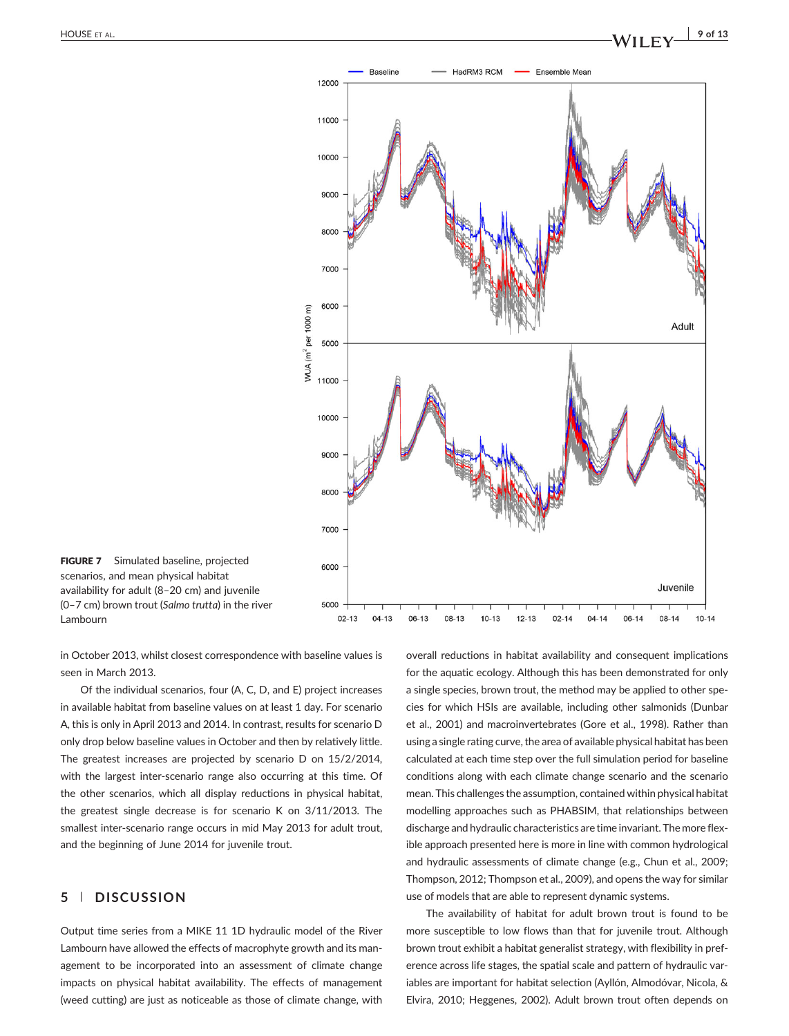FIGURE 7 Simulated baseline, projected scenarios, and mean physical habitat availability for adult (8–20 cm) and juvenile (0–7 cm) brown trout (*Salmo trutta*) in the river Lambourn

in October 2013, whilst closest correspondence with baseline values is seen in March 2013.

Of the individual scenarios, four (A, C, D, and E) project increases in available habitat from baseline values on at least 1 day. For scenario A, this is only in April 2013 and 2014. In contrast, results for scenario D only drop below baseline values in October and then by relatively little. The greatest increases are projected by scenario D on 15/2/2014, with the largest inter-scenario range also occurring at this time. Of the other scenarios, which all display reductions in physical habitat, the greatest single decrease is for scenario K on 3/11/2013. The smallest inter-scenario range occurs in mid May 2013 for adult trout, and the beginning of June 2014 for juvenile trout.

## 5 | DISCUSSION

Output time series from a MIKE 11 1D hydraulic model of the River Lambourn have allowed the effects of macrophyte growth and its management to be incorporated into an assessment of climate change impacts on physical habitat availability. The effects of management (weed cutting) are just as noticeable as those of climate change, with overall reductions in habitat availability and consequent implications for the aquatic ecology. Although this has been demonstrated for only a single species, brown trout, the method may be applied to other species for which HSIs are available, including other salmonids (Dunbar et al., 2001) and macroinvertebrates (Gore et al., 1998). Rather than using a single rating curve, the area of available physical habitat has been calculated at each time step over the full simulation period for baseline conditions along with each climate change scenario and the scenario mean. This challenges the assumption, contained within physical habitat modelling approaches such as PHABSIM, that relationships between discharge and hydraulic characteristics are time invariant. The more flexible approach presented here is more in line with common hydrological and hydraulic assessments of climate change (e.g., Chun et al., 2009; Thompson, 2012; Thompson et al., 2009), and opens the way for similar use of models that are able to represent dynamic systems.

The availability of habitat for adult brown trout is found to be more susceptible to low flows than that for juvenile trout. Although brown trout exhibit a habitat generalist strategy, with flexibility in preference across life stages, the spatial scale and pattern of hydraulic variables are important for habitat selection (Ayllón, Almodóvar, Nicola, & Elvira, 2010; Heggenes, 2002). Adult brown trout often depends on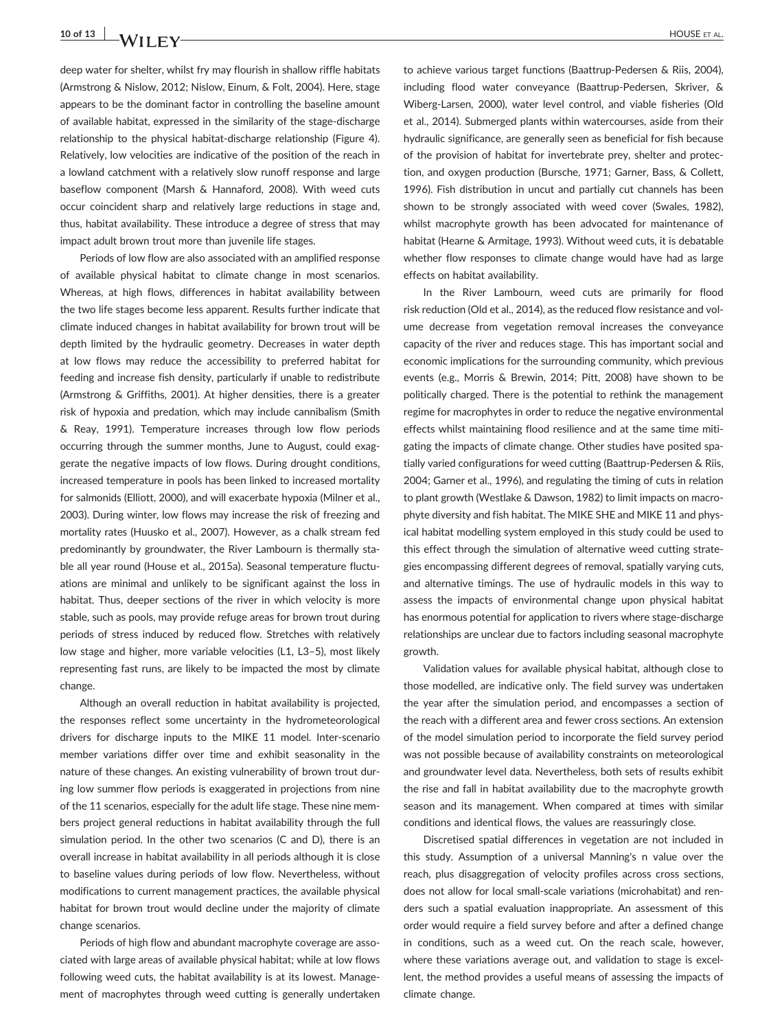deep water for shelter, whilst fry may flourish in shallow riffle habitats (Armstrong & Nislow, 2012; Nislow, Einum, & Folt, 2004). Here, stage appears to be the dominant factor in controlling the baseline amount of available habitat, expressed in the similarity of the stage-discharge relationship to the physical habitat-discharge relationship (Figure 4). Relatively, low velocities are indicative of the position of the reach in a lowland catchment with a relatively slow runoff response and large baseflow component (Marsh & Hannaford, 2008). With weed cuts occur coincident sharp and relatively large reductions in stage and, thus, habitat availability. These introduce a degree of stress that may impact adult brown trout more than juvenile life stages.

Periods of low flow are also associated with an amplified response of available physical habitat to climate change in most scenarios. Whereas, at high flows, differences in habitat availability between the two life stages become less apparent. Results further indicate that climate induced changes in habitat availability for brown trout will be depth limited by the hydraulic geometry. Decreases in water depth at low flows may reduce the accessibility to preferred habitat for feeding and increase fish density, particularly if unable to redistribute (Armstrong & Griffiths, 2001). At higher densities, there is a greater risk of hypoxia and predation, which may include cannibalism (Smith & Reay, 1991). Temperature increases through low flow periods occurring through the summer months, June to August, could exaggerate the negative impacts of low flows. During drought conditions, increased temperature in pools has been linked to increased mortality for salmonids (Elliott, 2000), and will exacerbate hypoxia (Milner et al., 2003). During winter, low flows may increase the risk of freezing and mortality rates (Huusko et al., 2007). However, as a chalk stream fed predominantly by groundwater, the River Lambourn is thermally stable all year round (House et al., 2015a). Seasonal temperature fluctuations are minimal and unlikely to be significant against the loss in habitat. Thus, deeper sections of the river in which velocity is more stable, such as pools, may provide refuge areas for brown trout during periods of stress induced by reduced flow. Stretches with relatively low stage and higher, more variable velocities (L1, L3–5), most likely representing fast runs, are likely to be impacted the most by climate change.

Although an overall reduction in habitat availability is projected, the responses reflect some uncertainty in the hydrometeorological drivers for discharge inputs to the MIKE 11 model. Inter-scenario member variations differ over time and exhibit seasonality in the nature of these changes. An existing vulnerability of brown trout during low summer flow periods is exaggerated in projections from nine of the 11 scenarios, especially for the adult life stage. These nine members project general reductions in habitat availability through the full simulation period. In the other two scenarios (C and D), there is an overall increase in habitat availability in all periods although it is close to baseline values during periods of low flow. Nevertheless, without modifications to current management practices, the available physical habitat for brown trout would decline under the majority of climate change scenarios.

Periods of high flow and abundant macrophyte coverage are associated with large areas of available physical habitat; while at low flows following weed cuts, the habitat availability is at its lowest. Management of macrophytes through weed cutting is generally undertaken to achieve various target functions (Baattrup-Pedersen & Riis, 2004), including flood water conveyance (Baattrup-Pedersen, Skriver, & Wiberg-Larsen, 2000), water level control, and viable fisheries (Old et al., 2014). Submerged plants within watercourses, aside from their hydraulic significance, are generally seen as beneficial for fish because of the provision of habitat for invertebrate prey, shelter and protection, and oxygen production (Bursche, 1971; Garner, Bass, & Collett, 1996). Fish distribution in uncut and partially cut channels has been shown to be strongly associated with weed cover (Swales, 1982), whilst macrophyte growth has been advocated for maintenance of habitat (Hearne & Armitage, 1993). Without weed cuts, it is debatable whether flow responses to climate change would have had as large effects on habitat availability.

In the River Lambourn, weed cuts are primarily for flood risk reduction (Old et al., 2014), as the reduced flow resistance and volume decrease from vegetation removal increases the conveyance capacity of the river and reduces stage. This has important social and economic implications for the surrounding community, which previous events (e.g., Morris & Brewin, 2014; Pitt, 2008) have shown to be politically charged. There is the potential to rethink the management regime for macrophytes in order to reduce the negative environmental effects whilst maintaining flood resilience and at the same time mitigating the impacts of climate change. Other studies have posited spatially varied configurations for weed cutting (Baattrup-Pedersen & Riis, 2004; Garner et al., 1996), and regulating the timing of cuts in relation to plant growth (Westlake & Dawson, 1982) to limit impacts on macrophyte diversity and fish habitat. The MIKE SHE and MIKE 11 and physical habitat modelling system employed in this study could be used to this effect through the simulation of alternative weed cutting strategies encompassing different degrees of removal, spatially varying cuts, and alternative timings. The use of hydraulic models in this way to assess the impacts of environmental change upon physical habitat has enormous potential for application to rivers where stage-discharge relationships are unclear due to factors including seasonal macrophyte growth.

Validation values for available physical habitat, although close to those modelled, are indicative only. The field survey was undertaken the year after the simulation period, and encompasses a section of the reach with a different area and fewer cross sections. An extension of the model simulation period to incorporate the field survey period was not possible because of availability constraints on meteorological and groundwater level data. Nevertheless, both sets of results exhibit the rise and fall in habitat availability due to the macrophyte growth season and its management. When compared at times with similar conditions and identical flows, the values are reassuringly close.

Discretised spatial differences in vegetation are not included in this study. Assumption of a universal Manning's n value over the reach, plus disaggregation of velocity profiles across cross sections, does not allow for local small-scale variations (microhabitat) and renders such a spatial evaluation inappropriate. An assessment of this order would require a field survey before and after a defined change in conditions, such as a weed cut. On the reach scale, however, where these variations average out, and validation to stage is excellent, the method provides a useful means of assessing the impacts of climate change.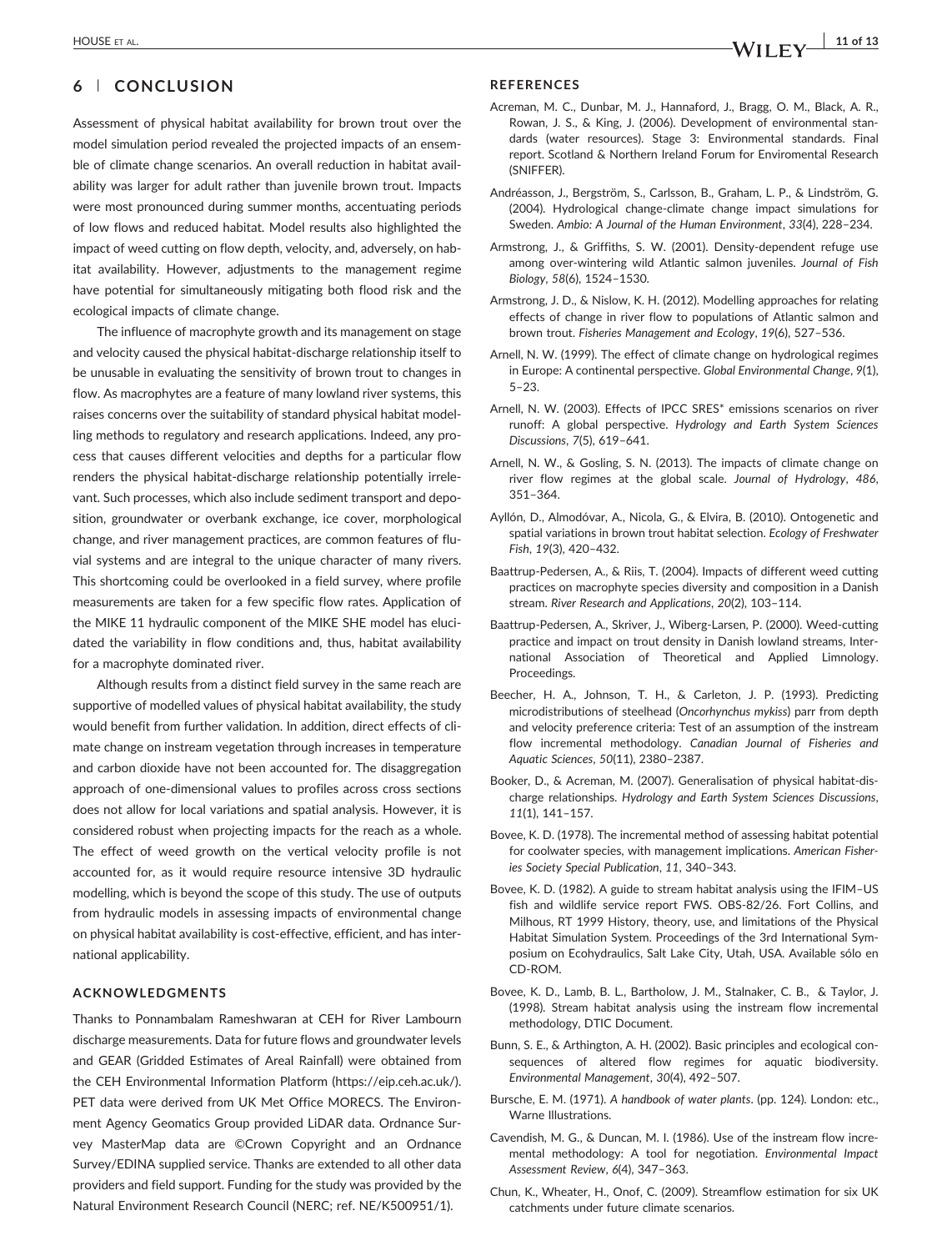## 6 | CONCLUSION

Assessment of physical habitat availability for brown trout over the model simulation period revealed the projected impacts of an ensemble of climate change scenarios. An overall reduction in habitat availability was larger for adult rather than juvenile brown trout. Impacts were most pronounced during summer months, accentuating periods of low flows and reduced habitat. Model results also highlighted the impact of weed cutting on flow depth, velocity, and, adversely, on habitat availability. However, adjustments to the management regime have potential for simultaneously mitigating both flood risk and the ecological impacts of climate change.

The influence of macrophyte growth and its management on stage and velocity caused the physical habitat-discharge relationship itself to be unusable in evaluating the sensitivity of brown trout to changes in flow. As macrophytes are a feature of many lowland river systems, this raises concerns over the suitability of standard physical habitat modelling methods to regulatory and research applications. Indeed, any process that causes different velocities and depths for a particular flow renders the physical habitat-discharge relationship potentially irrelevant. Such processes, which also include sediment transport and deposition, groundwater or overbank exchange, ice cover, morphological change, and river management practices, are common features of fluvial systems and are integral to the unique character of many rivers. This shortcoming could be overlooked in a field survey, where profile measurements are taken for a few specific flow rates. Application of the MIKE 11 hydraulic component of the MIKE SHE model has elucidated the variability in flow conditions and, thus, habitat availability for a macrophyte dominated river.

Although results from a distinct field survey in the same reach are supportive of modelled values of physical habitat availability, the study would benefit from further validation. In addition, direct effects of climate change on instream vegetation through increases in temperature and carbon dioxide have not been accounted for. The disaggregation approach of one-dimensional values to profiles across cross sections does not allow for local variations and spatial analysis. However, it is considered robust when projecting impacts for the reach as a whole. The effect of weed growth on the vertical velocity profile is not accounted for, as it would require resource intensive 3D hydraulic modelling, which is beyond the scope of this study. The use of outputs from hydraulic models in assessing impacts of environmental change on physical habitat availability is cost-effective, efficient, and has international applicability.

### ACKNOWLEDGMENTS

Thanks to Ponnambalam Rameshwaran at CEH for River Lambourn discharge measurements. Data for future flows and groundwater levels and GEAR (Gridded Estimates of Areal Rainfall) were obtained from the CEH Environmental Information Platform (https://eip.ceh.ac.uk/). PET data were derived from UK Met Office MORECS. The Environment Agency Geomatics Group provided LiDAR data. Ordnance Survey MasterMap data are ©Crown Copyright and an Ordnance Survey/EDINA supplied service. Thanks are extended to all other data providers and field support. Funding for the study was provided by the Natural Environment Research Council (NERC; ref. NE/K500951/1).

### REFERENCES

Acreman, M. C., Dunbar, M. J., Hannaford, J., Bragg, O. M., Black, A. R., Rowan, J. S., & King, J. (2006). Development of environmental standards (water resources). Stage 3: Environmental standards. Final report. Scotland & Northern Ireland Forum for Enviromental Research (SNIFFER).

Andréasson, J., Bergström, S., Carlsson, B., Graham, L. P., & Lindström, G. (2004). Hydrological change-climate change impact simulations for Sweden. *Ambio: A Journal of the Human Environment*, *33*(4), 228–234.

Armstrong, J., & Griffiths, S. W. (2001). Density-dependent refuge use among over-wintering wild Atlantic salmon juveniles. *Journal of Fish Biology*, *58*(6), 1524–1530.

Armstrong, J. D., & Nislow, K. H. (2012). Modelling approaches for relating effects of change in river flow to populations of Atlantic salmon and brown trout. *Fisheries Management and Ecology*, *19*(6), 527–536.

Arnell, N. W. (1999). The effect of climate change on hydrological regimes in Europe: A continental perspective. *Global Environmental Change*, *9*(1), 5–23.

Arnell, N. W. (2003). Effects of IPCC SRES* emissions scenarios on river runoff: A global perspective. *Hydrology and Earth System Sciences Discussions*, *7*(5), 619–641.

Arnell, N. W., & Gosling, S. N. (2013). The impacts of climate change on river flow regimes at the global scale. *Journal of Hydrology*, *486*, 351–364.

Ayllón, D., Almodóvar, A., Nicola, G., & Elvira, B. (2010). Ontogenetic and spatial variations in brown trout habitat selection. *Ecology of Freshwater Fish*, *19*(3), 420–432.

Baattrup-Pedersen, A., & Riis, T. (2004). Impacts of different weed cutting practices on macrophyte species diversity and composition in a Danish stream. *River Research and Applications*, *20*(2), 103–114.

Baattrup-Pedersen, A., Skriver, J., Wiberg-Larsen, P. (2000). Weed-cutting practice and impact on trout density in Danish lowland streams, International Association of Theoretical and Applied Limnology. Proceedings.

Beecher, H. A., Johnson, T. H., & Carleton, J. P. (1993). Predicting microdistributions of steelhead (*Oncorhynchus mykiss*) parr from depth and velocity preference criteria: Test of an assumption of the instream flow incremental methodology. *Canadian Journal of Fisheries and Aquatic Sciences*, *50*(11), 2380–2387.

Booker, D., & Acreman, M. (2007). Generalisation of physical habitat-discharge relationships. *Hydrology and Earth System Sciences Discussions*, *11*(1), 141–157.

Bovee, K. D. (1978). The incremental method of assessing habitat potential for coolwater species, with management implications. *American Fisheries Society Special Publication*, *11*, 340–343.

Bovee, K. D. (1982). A guide to stream habitat analysis using the IFIM–US fish and wildlife service report FWS. OBS-82/26. Fort Collins, and Milhous, RT 1999 History, theory, use, and limitations of the Physical Habitat Simulation System. Proceedings of the 3rd International Symposium on Ecohydraulics, Salt Lake City, Utah, USA. Available sólo en CD-ROM.

Bovee, K. D., Lamb, B. L., Bartholow, J. M., Stalnaker, C. B., & Taylor, J. (1998). Stream habitat analysis using the instream flow incremental methodology, DTIC Document.

Bunn, S. E., & Arthington, A. H. (2002). Basic principles and ecological consequences of altered flow regimes for aquatic biodiversity. *Environmental Management*, *30*(4), 492–507.

Bursche, E. M. (1971). *A handbook of water plants*. (pp. 124). London: etc., Warne Illustrations.

Cavendish, M. G., & Duncan, M. I. (1986). Use of the instream flow incremental methodology: A tool for negotiation. *Environmental Impact Assessment Review*, *6*(4), 347–363.

Chun, K., Wheater, H., Onof, C. (2009). Streamflow estimation for six UK catchments under future climate scenarios.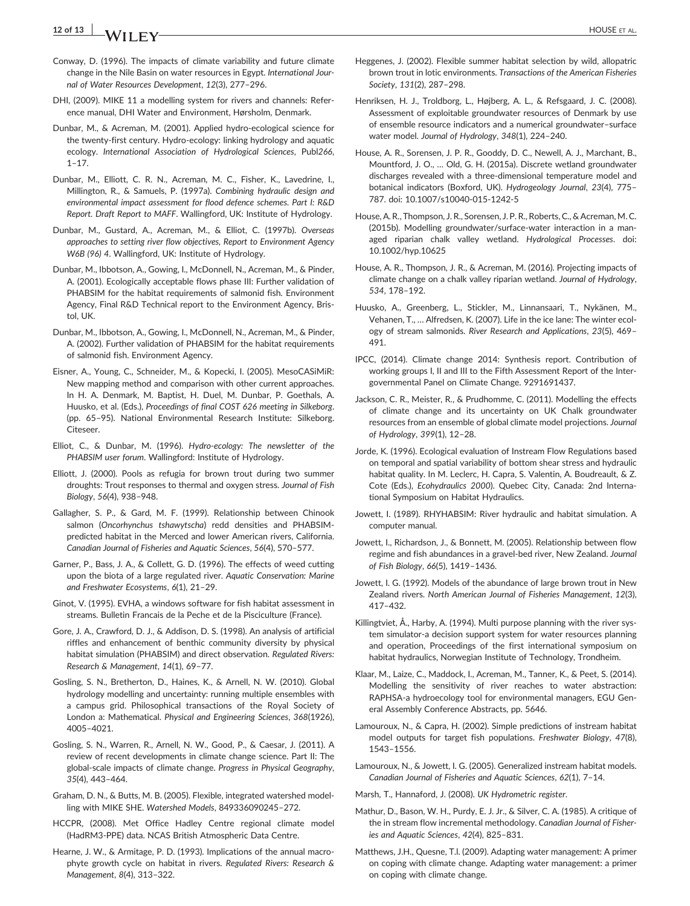Conway, D. (1996). The impacts of climate variability and future climate change in the Nile Basin on water resources in Egypt. *International Journal of Water Resources Development*, *12*(3), 277–296.

DHI, (2009). MIKE 11 a modelling system for rivers and channels: Reference manual, DHI Water and Environment, Hørsholm, Denmark.

Dunbar, M., & Acreman, M. (2001). Applied hydro-ecological science for the twenty-first century. Hydro-ecology: linking hydrology and aquatic ecology. *International Association of Hydrological Sciences*, Publ*266*, 1–17.

Dunbar, M., Elliott, C. R. N., Acreman, M. C., Fisher, K., Lavedrine, I., Millington, R., & Samuels, P. (1997a). *Combining hydraulic design and environmental impact assessment for flood defence schemes. Part I: R&D Report. Draft Report to MAFF*. Wallingford, UK: Institute of Hydrology.

Dunbar, M., Gustard, A., Acreman, M., & Elliot, C. (1997b). *Overseas approaches to setting river flow objectives, Report to Environment Agency W6B (96) 4*. Wallingford, UK: Institute of Hydrology.

Dunbar, M., Ibbotson, A., Gowing, I., McDonnell, N., Acreman, M., & Pinder, A. (2001). Ecologically acceptable flows phase III: Further validation of PHABSIM for the habitat requirements of salmonid fish. Environment Agency, Final R&D Technical report to the Environment Agency, Bristol, UK.

Dunbar, M., Ibbotson, A., Gowing, I., McDonnell, N., Acreman, M., & Pinder, A. (2002). Further validation of PHABSIM for the habitat requirements of salmonid fish. Environment Agency.

Eisner, A., Young, C., Schneider, M., & Kopecki, I. (2005). MesoCASiMiR: New mapping method and comparison with other current approaches. In H. A. Denmark, M. Baptist, H. Duel, M. Dunbar, P. Goethals, A. Huusko, et al. (Eds.), *Proceedings of final COST 626 meeting in Silkeborg*. (pp. 65–95). National Environmental Research Institute: Silkeborg. Citeseer.

Elliot, C., & Dunbar, M. (1996). *Hydro-ecology: The newsletter of the PHABSIM user forum*. Wallingford: Institute of Hydrology.

Elliott, J. (2000). Pools as refugia for brown trout during two summer droughts: Trout responses to thermal and oxygen stress. *Journal of Fish Biology*, *56*(4), 938–948.

Gallagher, S. P., & Gard, M. F. (1999). Relationship between Chinook salmon (*Oncorhynchus tshawytscha*) redd densities and PHABSIM-predicted habitat in the Merced and lower American rivers, California. *Canadian Journal of Fisheries and Aquatic Sciences*, *56*(4), 570–577.

Garner, P., Bass, J. A., & Collett, G. D. (1996). The effects of weed cutting upon the biota of a large regulated river. *Aquatic Conservation: Marine and Freshwater Ecosystems*, *6*(1), 21–29.

Ginot, V. (1995). EVHA, a windows software for fish habitat assessment in streams. Bulletin Francais de la Peche et de la Pisciculture (France).

Gore, J. A., Crawford, D. J., & Addison, D. S. (1998). An analysis of artificial riffles and enhancement of benthic community diversity by physical habitat simulation (PHABSIM) and direct observation. *Regulated Rivers: Research & Management*, *14*(1), 69–77.

Gosling, S. N., Bretherton, D., Haines, K., & Arnell, N. W. (2010). Global hydrology modelling and uncertainty: running multiple ensembles with a campus grid. Philosophical transactions of the Royal Society of London a: Mathematical. *Physical and Engineering Sciences*, *368*(1926), 4005–4021.

Gosling, S. N., Warren, R., Arnell, N. W., Good, P., & Caesar, J. (2011). A review of recent developments in climate change science. Part II: The global-scale impacts of climate change. *Progress in Physical Geography*, *35*(4), 443–464.

Graham, D. N., & Butts, M. B. (2005). Flexible, integrated watershed modelling with MIKE SHE. *Watershed Models*, 849336090245–272.

HCCPR, (2008). Met Office Hadley Centre regional climate model (HadRM3-PPE) data. NCAS British Atmospheric Data Centre.

Hearne, J. W., & Armitage, P. D. (1993). Implications of the annual macrophyte growth cycle on habitat in rivers. *Regulated Rivers: Research & Management*, *8*(4), 313–322.

Heggenes, J. (2002). Flexible summer habitat selection by wild, allopatric brown trout in lotic environments. *Transactions of the American Fisheries Society*, *131*(2), 287–298.

Henriksen, H. J., Troldborg, L., Højberg, A. L., & Refsgaard, J. C. (2008). Assessment of exploitable groundwater resources of Denmark by use of ensemble resource indicators and a numerical groundwater–surface water model. *Journal of Hydrology*, *348*(1), 224–240.

House, A. R., Sorensen, J. P. R., Gooddy, D. C., Newell, A. J., Marchant, B., Mountford, J. O., … Old, G. H. (2015a). Discrete wetland groundwater discharges revealed with a three-dimensional temperature model and botanical indicators (Boxford, UK). *Hydrogeology Journal*, *23*(4), 775–787. doi: 10.1007/s10040-015-1242-5

House, A. R., Thompson, J. R., Sorensen, J. P. R., Roberts, C., & Acreman, M. C. (2015b). Modelling groundwater/surface-water interaction in a managed riparian chalk valley wetland. *Hydrological Processes*. doi: 10.1002/hyp.10625

House, A. R., Thompson, J. R., & Acreman, M. (2016). Projecting impacts of climate change on a chalk valley riparian wetland. *Journal of Hydrology*, *534*, 178–192.

Huusko, A., Greenberg, L., Stickler, M., Linnansaari, T., Nykänen, M., Vehanen, T., … Alfredsen, K. (2007). Life in the ice lane: The winter ecology of stream salmonids. *River Research and Applications*, *23*(5), 469–491.

IPCC, (2014). Climate change 2014: Synthesis report. Contribution of working groups I, II and III to the Fifth Assessment Report of the Intergovernmental Panel on Climate Change. 9291691437.

Jackson, C. R., Meister, R., & Prudhomme, C. (2011). Modelling the effects of climate change and its uncertainty on UK Chalk groundwater resources from an ensemble of global climate model projections. *Journal of Hydrology*, *399*(1), 12–28.

Jorde, K. (1996). Ecological evaluation of Instream Flow Regulations based on temporal and spatial variability of bottom shear stress and hydraulic habitat quality. In M. Leclerc, H. Capra, S. Valentin, A. Boudreault, & Z. Cote (Eds.), *Ecohydraulics 2000*). Quebec City, Canada: 2nd International Symposium on Habitat Hydraulics.

Jowett, I. (1989). RHYHABSIM: River hydraulic and habitat simulation. A computer manual.

Jowett, I., Richardson, J., & Bonnett, M. (2005). Relationship between flow regime and fish abundances in a gravel-bed river, New Zealand. *Journal of Fish Biology*, *66*(5), 1419–1436.

Jowett, I. G. (1992). Models of the abundance of large brown trout in New Zealand rivers. *North American Journal of Fisheries Management*, *12*(3), 417–432.

Killingtviet, Å., Harby, A. (1994). Multi purpose planning with the river system simulator-a decision support system for water resources planning and operation, Proceedings of the first international symposium on habitat hydraulics, Norwegian Institute of Technology, Trondheim.

Klaar, M., Laize, C., Maddock, I., Acreman, M., Tanner, K., & Peet, S. (2014). Modelling the sensitivity of river reaches to water abstraction: RAPHSA-a hydroecology tool for environmental managers, EGU General Assembly Conference Abstracts, pp. 5646.

Lamouroux, N., & Capra, H. (2002). Simple predictions of instream habitat model outputs for target fish populations. *Freshwater Biology*, *47*(8), 1543–1556.

Lamouroux, N., & Jowett, I. G. (2005). Generalized instream habitat models. *Canadian Journal of Fisheries and Aquatic Sciences*, *62*(1), 7–14.

Marsh, T., Hannaford, J. (2008). *UK Hydrometric register*.

Mathur, D., Bason, W. H., Purdy, E. J. Jr., & Silver, C. A. (1985). A critique of the in stream flow incremental methodology. *Canadian Journal of Fisheries and Aquatic Sciences*, *42*(4), 825–831.

Matthews, J.H., Quesne, T.I. (2009). Adapting water management: A primer on coping with climate change. Adapting water management: a primer on coping with climate change.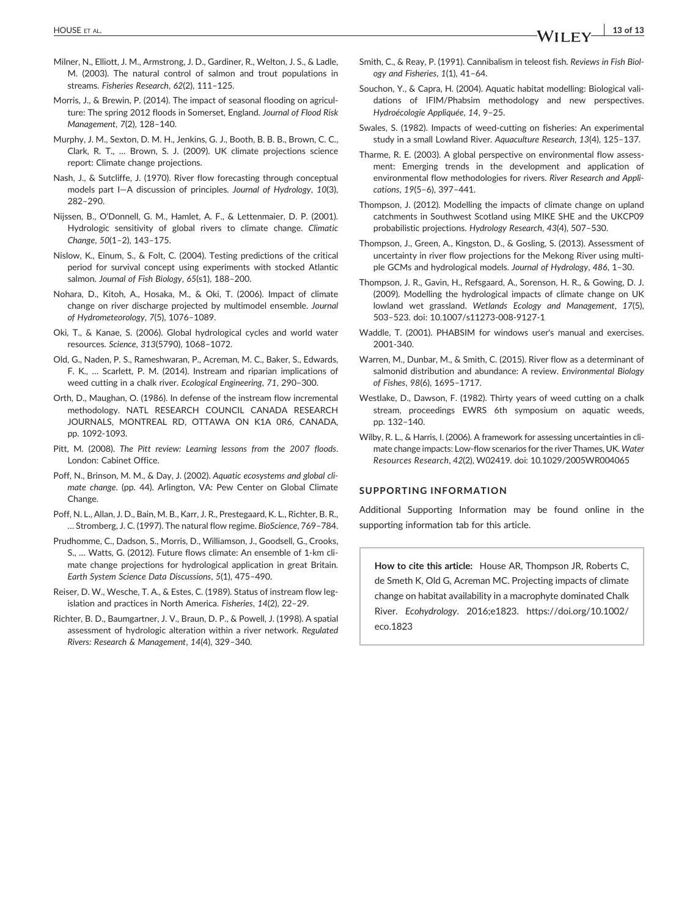Milner, N., Elliott, J. M., Armstrong, J. D., Gardiner, R., Welton, J. S., & Ladle, M. (2003). The natural control of salmon and trout populations in streams. *Fisheries Research*, *62*(2), 111–125.

Morris, J., & Brewin, P. (2014). The impact of seasonal flooding on agriculture: The spring 2012 floods in Somerset, England. *Journal of Flood Risk Management*, *7*(2), 128–140.

Murphy, J. M., Sexton, D. M. H., Jenkins, G. J., Booth, B. B. B., Brown, C. C., Clark, R. T., … Brown, S. J. (2009). UK climate projections science report: Climate change projections.

Nash, J., & Sutcliffe, J. (1970). River flow forecasting through conceptual models part I—A discussion of principles. *Journal of Hydrology*, *10*(3), 282–290.

Nijssen, B., O'Donnell, G. M., Hamlet, A. F., & Lettenmaier, D. P. (2001). Hydrologic sensitivity of global rivers to climate change. *Climatic Change*, *50*(1–2), 143–175.

Nislow, K., Einum, S., & Folt, C. (2004). Testing predictions of the critical period for survival concept using experiments with stocked Atlantic salmon. *Journal of Fish Biology*, *65*(s1), 188–200.

Nohara, D., Kitoh, A., Hosaka, M., & Oki, T. (2006). Impact of climate change on river discharge projected by multimodel ensemble. *Journal of Hydrometeorology*, *7*(5), 1076–1089.

Oki, T., & Kanae, S. (2006). Global hydrological cycles and world water resources. *Science*, *313*(5790), 1068–1072.

Old, G., Naden, P. S., Rameshwaran, P., Acreman, M. C., Baker, S., Edwards, F. K., … Scarlett, P. M. (2014). Instream and riparian implications of weed cutting in a chalk river. *Ecological Engineering*, *71*, 290–300.

Orth, D., Maughan, O. (1986). In defense of the instream flow incremental methodology. NATL RESEARCH COUNCIL CANADA RESEARCH JOURNALS, MONTREAL RD, OTTAWA ON K1A 0R6, CANADA, pp. 1092-1093.

Pitt, M. (2008). *The Pitt review: Learning lessons from the 2007 floods*. London: Cabinet Office.

Poff, N., Brinson, M. M., & Day, J. (2002). *Aquatic ecosystems and global climate change*. (pp. 44). Arlington, VA: Pew Center on Global Climate Change.

Poff, N. L., Allan, J. D., Bain, M. B., Karr, J. R., Prestegaard, K. L., Richter, B. R., … Stromberg, J. C. (1997). The natural flow regime. *BioScience*, 769–784.

Prudhomme, C., Dadson, S., Morris, D., Williamson, J., Goodsell, G., Crooks, S., … Watts, G. (2012). Future flows climate: An ensemble of 1-km climate change projections for hydrological application in great Britain. *Earth System Science Data Discussions*, *5*(1), 475–490.

Reiser, D. W., Wesche, T. A., & Estes, C. (1989). Status of instream flow legislation and practices in North America. *Fisheries*, *14*(2), 22–29.

Richter, B. D., Baumgartner, J. V., Braun, D. P., & Powell, J. (1998). A spatial assessment of hydrologic alteration within a river network. *Regulated Rivers: Research & Management*, *14*(4), 329–340.

Smith, C., & Reay, P. (1991). Cannibalism in teleost fish. *Reviews in Fish Biology and Fisheries*, *1*(1), 41–64.

Souchon, Y., & Capra, H. (2004). Aquatic habitat modelling: Biological validations of IFIM/Phabsim methodology and new perspectives. *Hydroécologie Appliquée*, *14*, 9–25.

Swales, S. (1982). Impacts of weed-cutting on fisheries: An experimental study in a small Lowland River. *Aquaculture Research*, *13*(4), 125–137.

Tharme, R. E. (2003). A global perspective on environmental flow assessment: Emerging trends in the development and application of environmental flow methodologies for rivers. *River Research and Applications*, *19*(5–6), 397–441.

Thompson, J. (2012). Modelling the impacts of climate change on upland catchments in Southwest Scotland using MIKE SHE and the UKCP09 probabilistic projections. *Hydrology Research*, *43*(4), 507–530.

Thompson, J., Green, A., Kingston, D., & Gosling, S. (2013). Assessment of uncertainty in river flow projections for the Mekong River using multiple GCMs and hydrological models. *Journal of Hydrology*, *486*, 1–30.

Thompson, J. R., Gavin, H., Refsgaard, A., Sorenson, H. R., & Gowing, D. J. (2009). Modelling the hydrological impacts of climate change on UK lowland wet grassland. *Wetlands Ecology and Management*, *17*(5), 503–523. doi: 10.1007/s11273-008-9127-1

Waddle, T. (2001). PHABSIM for windows user's manual and exercises. 2001-340.

Warren, M., Dunbar, M., & Smith, C. (2015). River flow as a determinant of salmonid distribution and abundance: A review. *Environmental Biology of Fishes*, *98*(6), 1695–1717.

Westlake, D., Dawson, F. (1982). Thirty years of weed cutting on a chalk stream, proceedings EWRS 6th symposium on aquatic weeds, pp. 132–140.

Wilby, R. L., & Harris, I. (2006). A framework for assessing uncertainties in climate change impacts: Low-flow scenarios for the river Thames, UK. *Water Resources Research*, *42*(2), W02419. doi: 10.1029/2005WR004065

## SUPPORTING INFORMATION

Additional Supporting Information may be found online in the supporting information tab for this article.

**How to cite this article:** House AR, Thompson JR, Roberts C, de Smeth K, Old G, Acreman MC. Projecting impacts of climate change on habitat availability in a macrophyte dominated Chalk River. *Ecohydrology*. 2016;e1823. https://doi.org/10.1002/eco.1823